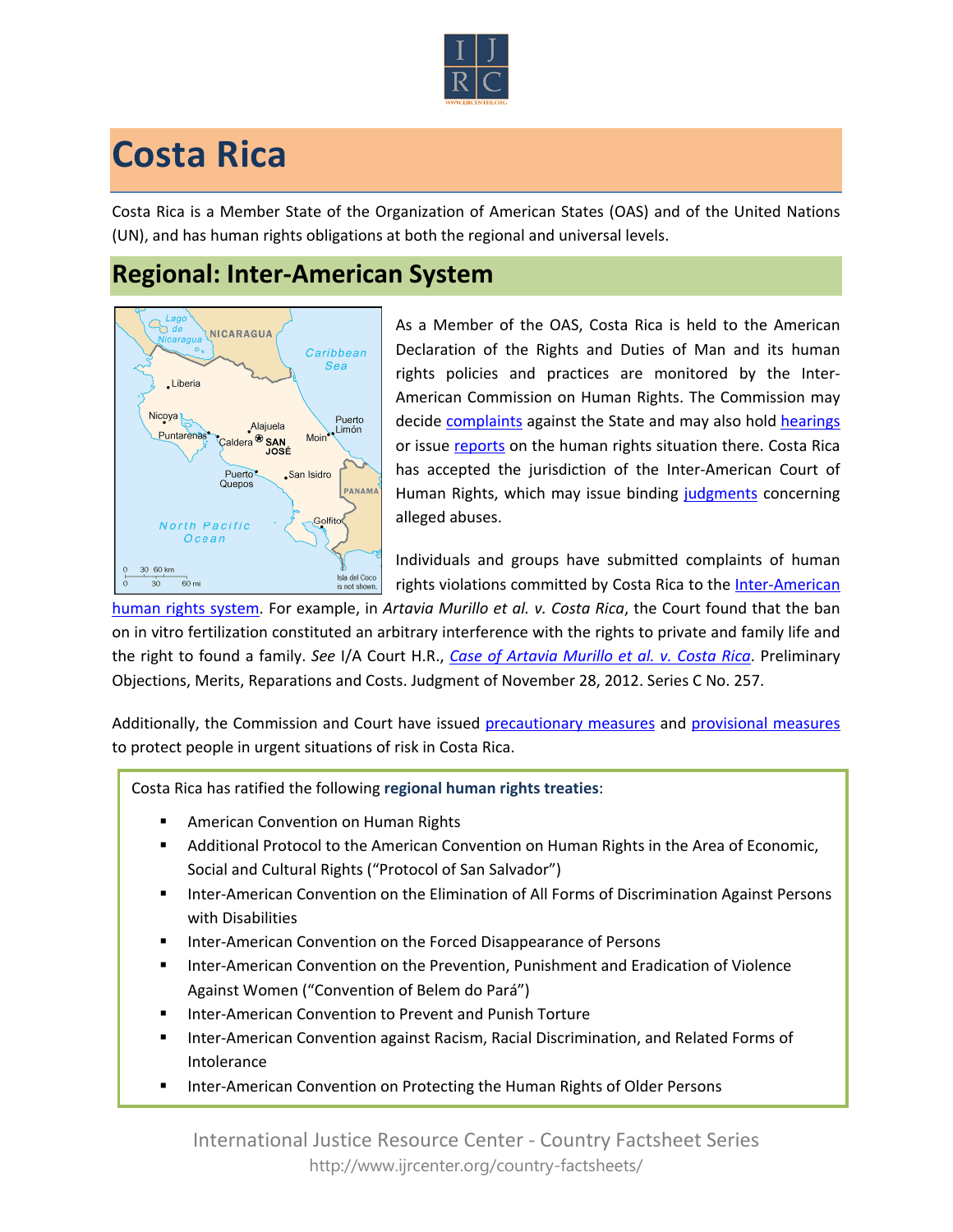# Costa Rica

Costa Rica is a Member State of the Organization of American States (OAS) and of the United Nations (UN), and has human rights obligations at both the regional and universal levels.

## Regional: Inter-American System

As a Member of the OAS, Costa Rica is held to the American Declaration of the Rights and Duties of Man and its human rights policies and practices are monitored by the Inter-American Commission on Human Rights. The Commission may decide complaints against the State and may also hold hearings or issue reports on the human rights situation there. Costa Rica has accepted the jurisdiction of the Inter-American Court of Human Rights, which may issue binding judgments concerning alleged abuses.

Individuals and groups have submitted complaints of human rights violations committed by Costa Rica to the Inter-American human rights system. For example, in *Artavia Murillo et al. v. Costa Rica*, the Court found that the ban on in vitro fertilization constituted an arbitrary interference with the rights to private and family life and the right to found a family. *See* I/A Court H.R., *Case of Artavia Murillo et al. v. Costa Rica*. Preliminary Objections, Merits, Reparations and Costs. Judgment of November 28, 2012. Series C No. 257.

Additionally, the Commission and Court have issued precautionary measures and provisional measures to protect people in urgent situations of risk in Costa Rica.

Costa Rica has ratified the following **regional human rights treaties**:

- American Convention on Human Rights
- Additional Protocol to the American Convention on Human Rights in the Area of Economic, Social and Cultural Rights ("Protocol of San Salvador")
- Inter-American Convention on the Elimination of All Forms of Discrimination Against Persons with Disabilities
- Inter-American Convention on the Forced Disappearance of Persons
- Inter-American Convention on the Prevention, Punishment and Eradication of Violence Against Women ("Convention of Belem do Pará")
- Inter-American Convention to Prevent and Punish Torture
- Inter-American Convention against Racism, Racial Discrimination, and Related Forms of Intolerance
- Inter-American Convention on Protecting the Human Rights of Older Persons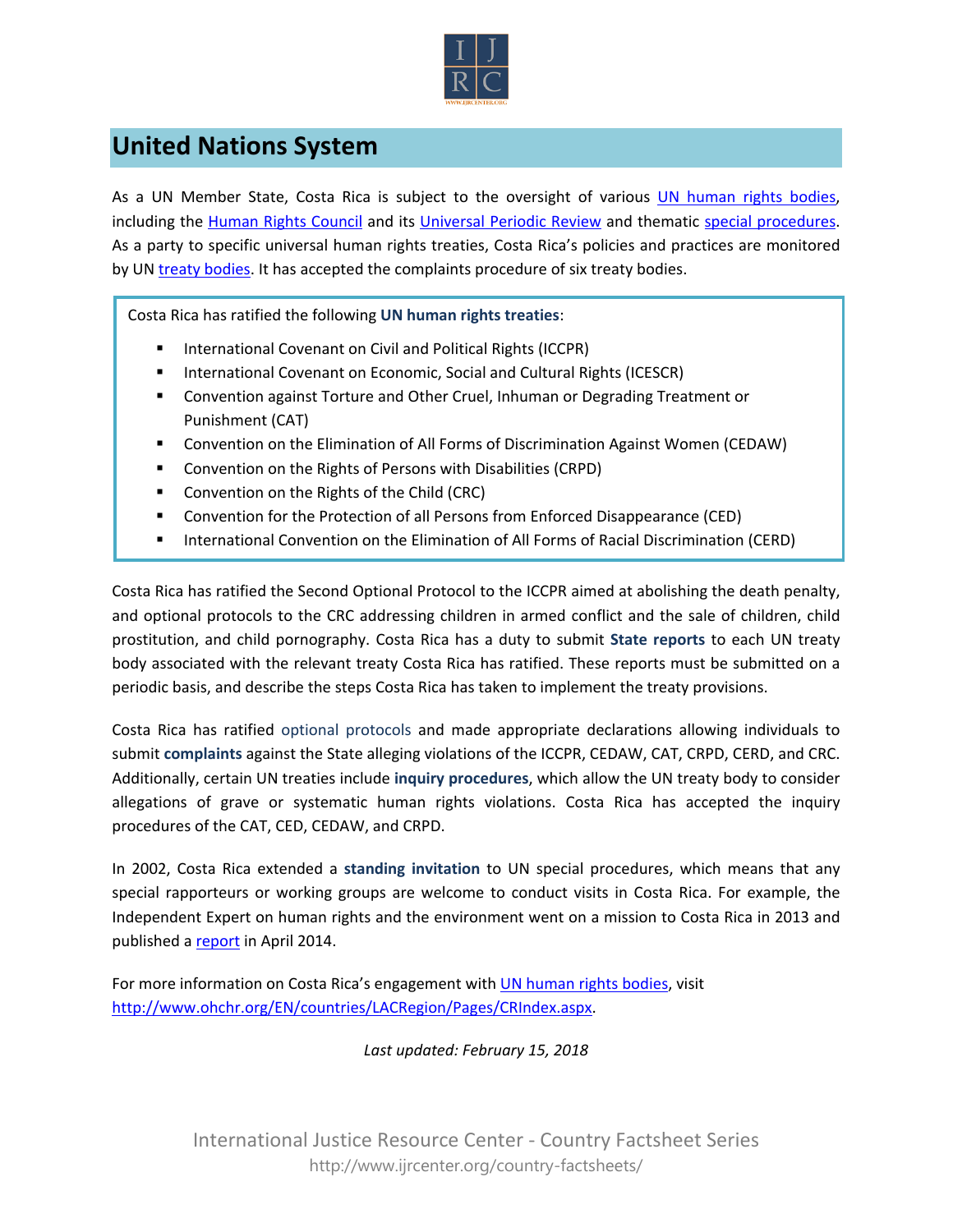## United Nations System

As a UN Member State, Costa Rica is subject to the oversight of various UN human rights bodies, including the Human Rights Council and its Universal Periodic Review and thematic special procedures. As a party to specific universal human rights treaties, Costa Rica's policies and practices are monitored by UN treaty bodies. It has accepted the complaints procedure of six treaty bodies.

Costa Rica has ratified the following **UN human rights treaties**:

- International Covenant on Civil and Political Rights (ICCPR)
- International Covenant on Economic, Social and Cultural Rights (ICESCR)
- Convention against Torture and Other Cruel, Inhuman or Degrading Treatment or Punishment (CAT)
- Convention on the Elimination of All Forms of Discrimination Against Women (CEDAW)
- Convention on the Rights of Persons with Disabilities (CRPD)
- Convention on the Rights of the Child (CRC)
- Convention for the Protection of all Persons from Enforced Disappearance (CED)
- International Convention on the Elimination of All Forms of Racial Discrimination (CERD)

Costa Rica has ratified the Second Optional Protocol to the ICCPR aimed at abolishing the death penalty, and optional protocols to the CRC addressing children in armed conflict and the sale of children, child prostitution, and child pornography. Costa Rica has a duty to submit **State reports** to each UN treaty body associated with the relevant treaty Costa Rica has ratified. These reports must be submitted on a periodic basis, and describe the steps Costa Rica has taken to implement the treaty provisions.

Costa Rica has ratified optional protocols and made appropriate declarations allowing individuals to submit **complaints** against the State alleging violations of the ICCPR, CEDAW, CAT, CRPD, CERD, and CRC. Additionally, certain UN treaties include **inquiry procedures**, which allow the UN treaty body to consider allegations of grave or systematic human rights violations. Costa Rica has accepted the inquiry procedures of the CAT, CED, CEDAW, and CRPD.

In 2002, Costa Rica extended a **standing invitation** to UN special procedures, which means that any special rapporteurs or working groups are welcome to conduct visits in Costa Rica. For example, the Independent Expert on human rights and the environment went on a mission to Costa Rica in 2013 and published a report in April 2014.

For more information on Costa Rica's engagement with UN human rights bodies, visit http://www.ohchr.org/EN/countries/LACRegion/Pages/CRIndex.aspx.

*Last updated: February 15, 2018*